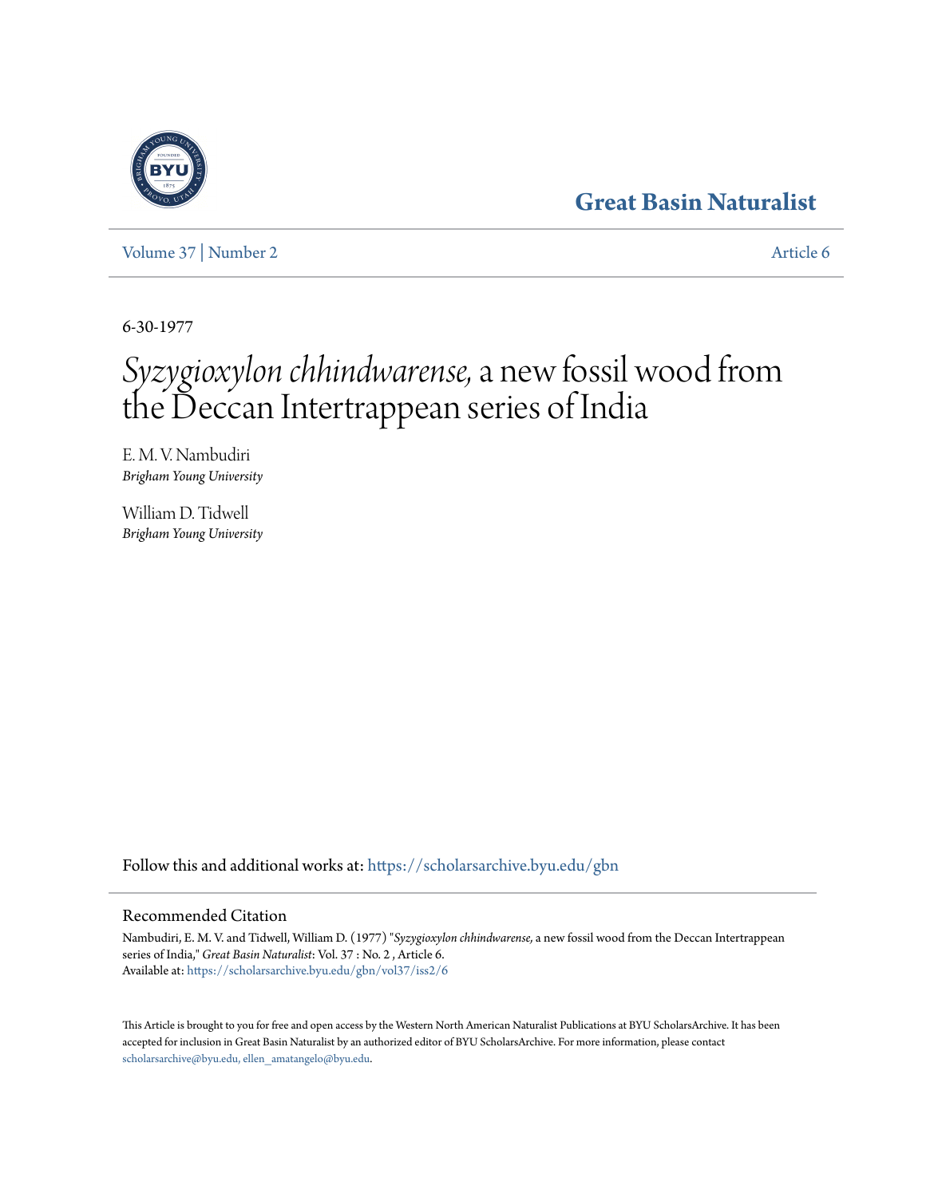# Great Basin Naturalist

Volume 37 | Number 2 Article 6

6-30-1977

# *Syzygioxylon chhindwarense,* a new fossil wood from the Deccan Intertrappean series of India

E. M. V. Nambudiri
*Brigham Young University*

William D. Tidwell
*Brigham Young University*

Follow this and additional works at: https://scholarsarchive.byu.edu/gbn

## Recommended Citation

Nambudiri, E. M. V. and Tidwell, William D. (1977) "*Syzygioxylon chhindwarense,* a new fossil wood from the Deccan Intertrappean series of India," *Great Basin Naturalist*: Vol. 37 : No. 2 , Article 6.
Available at: https://scholarsarchive.byu.edu/gbn/vol37/iss2/6

This Article is brought to you for free and open access by the Western North American Naturalist Publications at BYU ScholarsArchive. It has been accepted for inclusion in Great Basin Naturalist by an authorized editor of BYU ScholarsArchive. For more information, please contact scholarsarchive@byu.edu, ellen_amatangelo@byu.edu.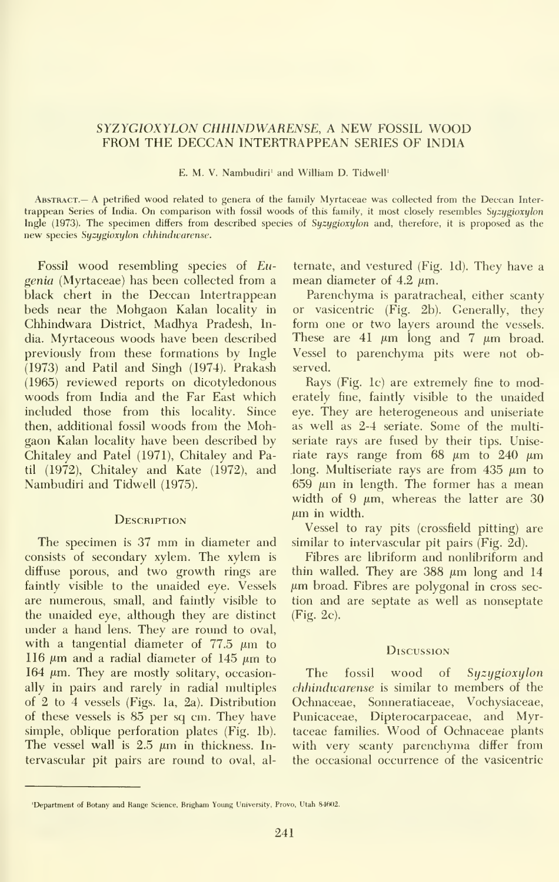# *SYZYGIOXYLON CHHINDWARENSE*, A NEW FOSSIL WOOD FROM THE DECCAN INTERTRAPPEAN SERIES OF INDIA

E. M. V. Nambudiri[1] and William D. Tidwell[1]

ABSTRACT.— A petrified wood related to genera of the family Myrtaceae was collected from the Deccan Intertrappean Series of India. On comparison with fossil woods of this family, it most closely resembles *Syzygioxylon* Ingle (1973). The specimen differs from described species of *Syzygioxylon* and, therefore, it is proposed as the new species *Syzygioxylon chhindwarense*.

Fossil wood resembling species of *Eugenia* (Myrtaceae) has been collected from a black chert in the Deccan Intertrappean beds near the Mohgaon Kalan locality in Chhindwara District, Madhya Pradesh, India. Myrtaceous woods have been described previously from these formations by Ingle (1973) and Patil and Singh (1974). Prakash (1965) reviewed reports on dicotyledonous woods from India and the Far East which included those from this locality. Since then, additional fossil woods from the Mohgaon Kalan locality have been described by Chitaley and Patel (1971), Chitaley and Patil (1972), Chitaley and Kate (1972), and Nambudiri and Tidwell (1975).

## Description

The specimen is 37 mm in diameter and consists of secondary xylem. The xylem is diffuse porous, and two growth rings are faintly visible to the unaided eye. Vessels are numerous, small, and faintly visible to the unaided eye, although they are distinct under a hand lens. They are round to oval, with a tangential diameter of 77.5 μm to 116 μm and a radial diameter of 145 μm to 164 μm. They are mostly solitary, occasionally in pairs and rarely in radial multiples of 2 to 4 vessels (Figs. 1a, 2a). Distribution of these vessels is 85 per sq cm. They have simple, oblique perforation plates (Fig. 1b). The vessel wall is 2.5 μm in thickness. Intervascular pit pairs are round to oval, alternate, and vestured (Fig. 1d). They have a mean diameter of 4.2 μm.

Parenchyma is paratracheal, either scanty or vasicentric (Fig. 2b). Generally, they form one or two layers around the vessels. These are 41 μm long and 7 μm broad. Vessel to parenchyma pits were not observed.

Rays (Fig. 1c) are extremely fine to moderately fine, faintly visible to the unaided eye. They are heterogeneous and uniseriate as well as 2-4 seriate. Some of the multiseriate rays are fused by their tips. Uniseriate rays range from 68 μm to 240 μm long. Multiseriate rays are from 435 μm to 659 μm in length. The former has a mean width of 9 μm, whereas the latter are 30 μm in width.

Vessel to ray pits (crossfield pitting) are similar to intervascular pit pairs (Fig. 2d).

Fibres are libriform and nonlibriform and thin walled. They are 388 μm long and 14 μm broad. Fibres are polygonal in cross section and are septate as well as nonseptate (Fig. 2c).

## Discussion

The fossil wood of *Syzygioxylon chhindwarense* is similar to members of the Ochnaceae, Sonneratiaceae, Vochysiaceae, Punicaceae, Dipterocarpaceae, and Myrtaceae families. Wood of Ochnaceae plants with very scanty parenchyma differ from the occasional occurrence of the vasicentric

---

[1]Department of Botany and Range Science, Brigham Young University, Provo, Utah 84602.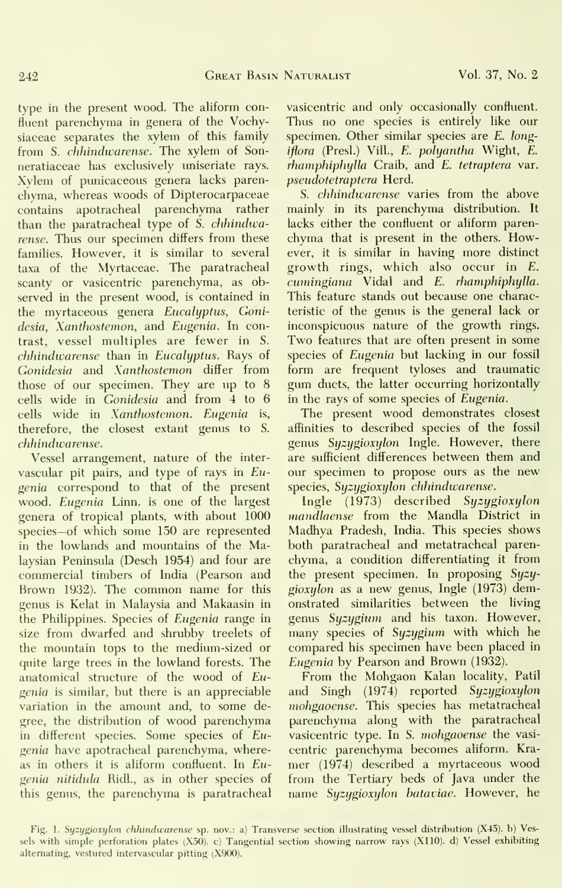type in the present wood. The aliform confluent parenchyma in genera of the Vochysiaceae separates the xylem of this family from *S. chhindwarense*. The xylem of Sonneratiaceae has exclusively uniseriate rays. Xylem of punicaceous genera lacks parenchyma, whereas woods of Dipterocarpaceae contains apotracheal parenchyma rather than the paratracheal type of *S. chhindwarense*. Thus our specimen differs from these families. However, it is similar to several taxa of the Myrtaceae. The paratracheal scanty or vasicentric parenchyma, as observed in the present wood, is contained in the myrtaceous genera *Eucalyptus*, *Gonidesia*, *Xanthostemon*, and *Eugenia*. In contrast, vessel multiples are fewer in *S. chhindwarense* than in *Eucalyptus*. Rays of *Gonidesia* and *Xanthostemon* differ from those of our specimen. They are up to 8 cells wide in *Gonidesia* and from 4 to 6 cells wide in *Xanthostemon*. *Eugenia* is, therefore, the closest extant genus to *S. chhindwarense*.

Vessel arrangement, nature of the intervascular pit pairs, and type of rays in *Eugenia* correspond to that of the present wood. *Eugenia* Linn. is one of the largest genera of tropical plants, with about 1000 species—of which some 150 are represented in the lowlands and mountains of the Malaysian Peninsula (Desch 1954) and four are commercial timbers of India (Pearson and Brown 1932). The common name for this genus is Kelat in Malaysia and Makaasin in the Philippines. Species of *Eugenia* range in size from dwarfed and shrubby treelets of the mountain tops to the medium-sized or quite large trees in the lowland forests. The anatomical structure of the wood of *Eugenia* is similar, but there is an appreciable variation in the amount and, to some degree, the distribution of wood parenchyma in different species. Some species of *Eugenia* have apotracheal parenchyma, whereas in others it is aliform confluent. In *Eugenia nitidula* Ridl., as in other species of this genus, the parenchyma is paratracheal vasicentric and only occasionally confluent. Thus no one species is entirely like our specimen. Other similar species are *E. longiflora* (Presl.) Vill., *E. polyantha* Wight, *E. rhamphiphylla* Craib, and *E. tetraptera* var. *pseudotetraptera* Herd.

*S. chhindwarense* varies from the above mainly in its parenchyma distribution. It lacks either the confluent or aliform parenchyma that is present in the others. However, it is similar in having more distinct growth rings, which also occur in *E. cumingiana* Vidal and *E. rhamphiphylla*. This feature stands out because one characteristic of the genus is the general lack or inconspicuous nature of the growth rings. Two features that are often present in some species of *Eugenia* but lacking in our fossil form are frequent tyloses and traumatic gum ducts, the latter occurring horizontally in the rays of some species of *Eugenia*.

The present wood demonstrates closest affinities to described species of the fossil genus *Syzygioxylon* Ingle. However, there are sufficient differences between them and our specimen to propose ours as the new species, *Syzygioxylon chhindwarense*.

Ingle (1973) described *Syzygioxylon mandlaense* from the Mandla District in Madhya Pradesh, India. This species shows both paratracheal and metatracheal parenchyma, a condition differentiating it from the present specimen. In proposing *Syzygioxylon* as a new genus, Ingle (1973) demonstrated similarities between the living genus *Syzygium* and his taxon. However, many species of *Syzygium* with which he compared his specimen have been placed in *Eugenia* by Pearson and Brown (1932).

From the Mohgaon Kalan locality, Patil and Singh (1974) reported *Syzygioxylon mohgaoense*. This species has metatracheal parenchyma along with the paratracheal vasicentric type. In *S. mohgaoense* the vasicentric parenchyma becomes aliform. Kramer (1974) described a myrtaceous wood from the Tertiary beds of Java under the name *Syzygioxylon bataviae*. However, he

Fig. 1. *Syzygioxylon chhindwarense* sp. nov.: a) Transverse section illustrating vessel distribution (X45). b) Vessels with simple perforation plates (X50). c) Tangential section showing narrow rays (X110). d) Vessel exhibiting alternating, vestured intervascular pitting (X900).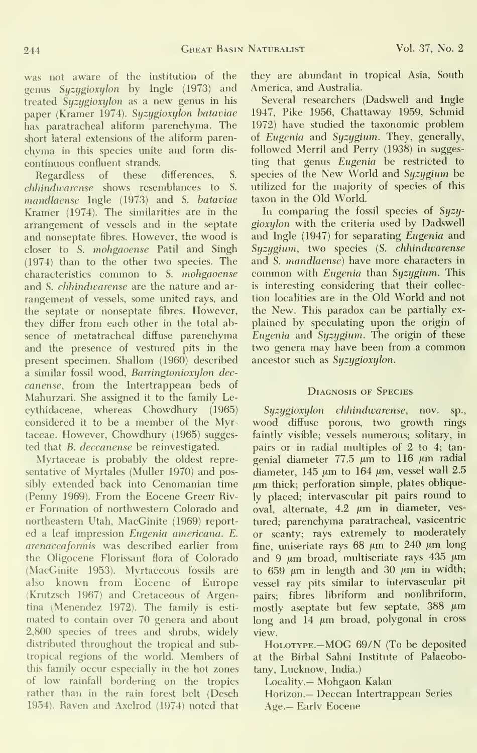was not aware of the institution of the genus *Syzygioxylon* by Ingle (1973) and treated *Syzygioxylon* as a new genus in his paper (Kramer 1974). *Syzygioxylon bataviae* has paratracheal aliform parenchyma. The short lateral extensions of the aliform parenchyma in this species unite and form discontinuous confluent strands.

Regardless of these differences, *S. chhindwarense* shows resemblances to *S. mandlaense* Ingle (1973) and *S. bataviae* Kramer (1974). The similarities are in the arrangement of vessels and in the septate and nonseptate fibres. However, the wood is closer to *S. mohgaoense* Patil and Singh (1974) than to the other two species. The characteristics common to *S. mohgaoense* and *S. chhindwarense* are the nature and arrangement of vessels, some united rays, and the septate or nonseptate fibres. However, they differ from each other in the total absence of metatracheal diffuse parenchyma and the presence of vestured pits in the present specimen. Shallom (1960) described a similar fossil wood, *Barringtonioxylon deccanense*, from the Intertrappean beds of Mahurzari. She assigned it to the family Lecythidaceae, whereas Chowdhury (1965) considered it to be a member of the Myrtaceae. However, Chowdhury (1965) suggested that *B. deccanense* be reinvestigated.

Myrtaceae is probably the oldest representative of Myrtales (Muller 1970) and possibly extended back into Cenomanian time (Penny 1969). From the Eocene Green River Formation of northwestern Colorado and northeastern Utah, MacGinite (1969) reported a leaf impression *Eugenia americana*. *E. arenaceaformis* was described earlier from the Oligocene Florissant flora of Colorado (MacGinite 1953). Myrtaceous fossils are also known from Eocene of Europe (Krutzsch 1967) and Cretaceous of Argentina (Menendez 1972). The family is estimated to contain over 70 genera and about 2,800 species of trees and shrubs, widely distributed throughout the tropical and subtropical regions of the world. Members of this family occur especially in the hot zones of low rainfall bordering on the tropics rather than in the rain forest belt (Desch 1954). Raven and Axelrod (1974) noted that they are abundant in tropical Asia, South America, and Australia.

Several researchers (Dadswell and Ingle 1947, Pike 1956, Chattaway 1959, Schmid 1972) have studied the taxonomic problem of *Eugenia* and *Syzygium*. They, generally, followed Merril and Perry (1938) in suggesting that genus *Eugenia* be restricted to species of the New World and *Syzygium* be utilized for the majority of species of this taxon in the Old World.

In comparing the fossil species of *Syzygioxylon* with the criteria used by Dadswell and Ingle (1947) for separating *Eugenia* and *Syzygium*, two species (*S. chhindwarense* and *S. mandlaense*) have more characters in common with *Eugenia* than *Syzygium*. This is interesting considering that their collection localities are in the Old World and not the New. This paradox can be partially explained by speculating upon the origin of *Eugenia* and *Syzygium*. The origin of these two genera may have been from a common ancestor such as *Syzygioxylon*.

## Diagnosis of Species

*Syzygioxylon chhindwarense*, nov. sp., wood diffuse porous, two growth rings faintly visible; vessels numerous; solitary, in pairs or in radial multiples of 2 to 4; tangenial diameter 77.5 μm to 116 μm radial diameter, 145 μm to 164 μm, vessel wall 2.5 μm thick; perforation simple, plates obliquely placed; intervascular pit pairs round to oval, alternate, 4.2 μm in diameter, vestured; parenchyma paratracheal, vasicentric or scanty; rays extremely to moderately fine, uniseriate rays 68 μm to 240 μm long and 9 μm broad, multiseriate rays 435 μm to 659 μm in length and 30 μm in width; vessel ray pits similar to intervascular pit pairs; fibres libriform and nonlibriform, mostly aseptate but few septate, 388 μm long and 14 μm broad, polygonal in cross view.

Holotype.—MOG 69/N (To be deposited at the Birbal Sahni Institute of Palaeobotany, Lucknow, India.)

Locality.— Mohgaon Kalan

Horizon.— Deccan Intertrappean Series

Age.— Early Eocene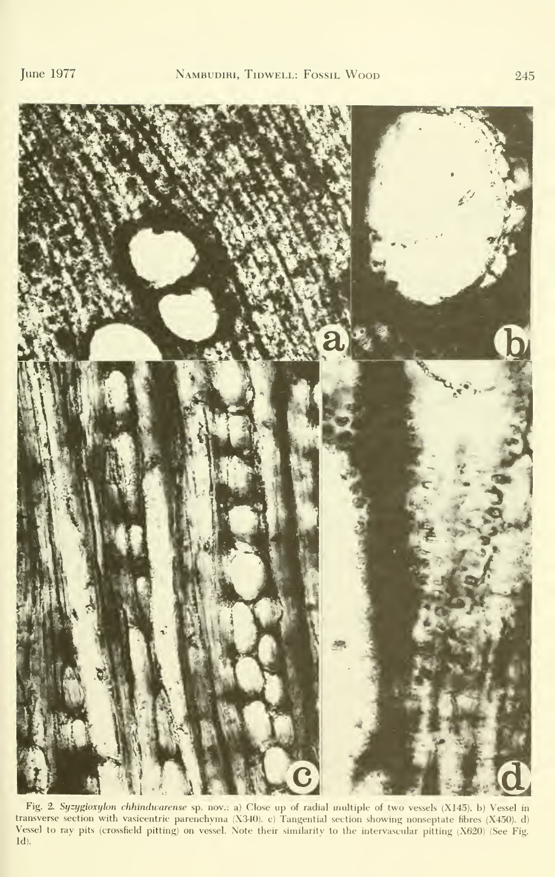Fig. 2. *Syzygioxylon chhindwarense* sp. nov.: a) Close up of radial multiple of two vessels (X145). b) Vessel in transverse section with vasicentric parenchyma (X340). c) Tangential section showing nonseptate fibres (X450). d) Vessel to ray pits (crossfield pitting) on vessel. Note their similarity to the intervascular pitting (X620) (See Fig. 1d).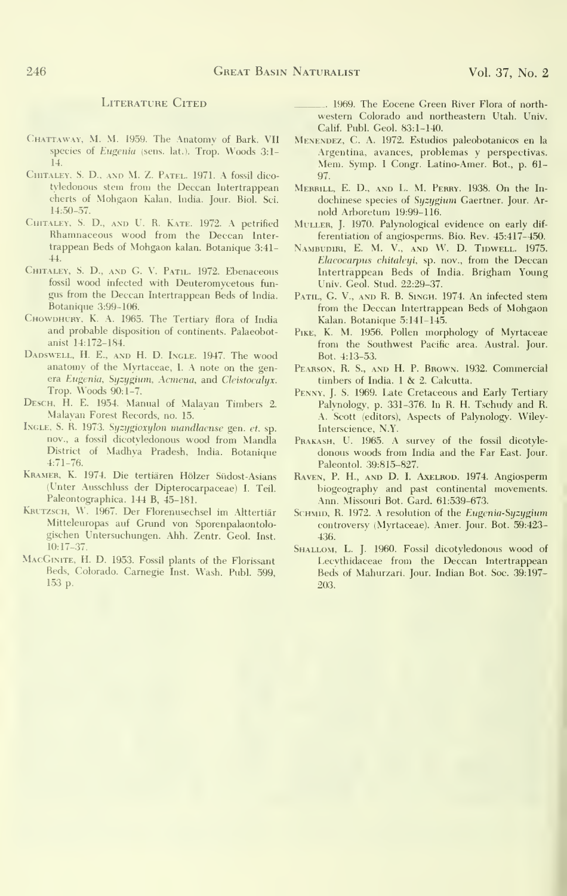## Literature Cited

Chattaway, M. M. 1959. The Anatomy of Bark. VII species of *Eugenia* (sens. lat.). Trop. Woods 3:1–14.

Chitaley, S. D., and M. Z. Patel. 1971. A fossil dicotyledonous stem from the Deccan Intertrappean cherts of Mohgaon Kalan, India. Jour. Biol. Sci. 14:50–57.

Chitaley, S. D., and U. R. Kate. 1972. A petrified Rhamnaceous wood from the Deccan Intertrappean Beds of Mohgaon kalan. Botanique 3:41–44.

Chitaley, S. D., and G. V. Patil. 1972. Ebenaceous fossil wood infected with Deuteromycetous fungus from the Deccan Intertrappean Beds of India. Botanique 3:99–106.

Chowdhury, K. A. 1965. The Tertiary flora of India and probable disposition of continents. Palaeobotanist 14:172–184.

Dadswell, H. E., and H. D. Ingle. 1947. The wood anatomy of the Myrtaceae, I. A note on the genera *Eugenia*, *Syzygium*, *Acmena*, and *Cleistocalyx*. Trop. Woods 90:1–7.

Desch, H. E. 1954. Manual of Malayan Timbers 2. Malayan Forest Records, no. 15.

Ingle, S. R. 1973. *Syzygioxylon mandlaense* gen. *et*. sp. nov., a fossil dicotyledonous wood from Mandla District of Madhya Pradesh, India. Botanique 4:71–76.

Kramer, K. 1974. Die tertiären Hölzer Südost-Asians (Unter Ausschluss der Dipterocarpaceae) I. Teil. Paleontographica. 144 B, 45–181.

Krutzsch, W. 1967. Der Florenusechsel im Alttertiär Mitteleuropas auf Grund von Sporenpalaontologischen Untersuchungen. Ahh. Zentr. Geol. Inst. 10:17–37.

MacGinite, H. D. 1953. Fossil plants of the Florissant Beds, Colorado. Carnegie Inst. Wash. Publ. 599, 153 p.

———. 1969. The Eocene Green River Flora of northwestern Colorado and northeastern Utah. Univ. Calif. Publ. Geol. 83:1–140.

Menendez, C. A. 1972. Estudios paleobotanicos en la Argentina, avances, problemas y perspectivas. Mem. Symp. I Congr. Latino-Amer. Bot., p. 61–97.

Merrill, E. D., and L. M. Perry. 1938. On the Indochinese species of *Syzygium* Gaertner. Jour. Arnold Arboretum 19:99–116.

Muller, J. 1970. Palynological evidence on early differentiation of angiosperms. Bio. Rev. 45:417–450.

Nambudiri, E. M. V., and W. D. Tidwell. 1975. *Elaeocarpus chitaleyi*, sp. nov., from the Deccan Intertrappean Beds of India. Brigham Young Univ. Geol. Stud. 22:29–37.

Patil, G. V., and R. B. Singh. 1974. An infected stem from the Deccan Intertrappean Beds of Mohgaon Kalan. Botanique 5:141–145.

Pike, K. M. 1956. Pollen morphology of Myrtaceae from the Southwest Pacific area. Austral. Jour. Bot. 4:13–53.

Pearson, R. S., and H. P. Brown. 1932. Commercial timbers of India. 1 & 2. Calcutta.

Penny, J. S. 1969. Late Cretaceous and Early Tertiary Palynology, p. 331–376. In R. H. Tschudy and R. A. Scott (editors), Aspects of Palynology. Wiley-Interscience, N.Y.

Prakash, U. 1965. A survey of the fossil dicotyledonous woods from India and the Far East. Jour. Paleontol. 39:815–827.

Raven, P. H., and D. I. Axelrod. 1974. Angiosperm biogeography and past continental movements. Ann. Missouri Bot. Gard. 61:539–673.

Schmid, R. 1972. A resolution of the *Eugenia-Syzygium* controversy (Myrtaceae). Amer. Jour. Bot. 59:423–436.

Shallom, L. J. 1960. Fossil dicotyledonous wood of Lecythidaceae from the Deccan Intertrappean Beds of Mahurzari. Jour. Indian Bot. Soc. 39:197–203.